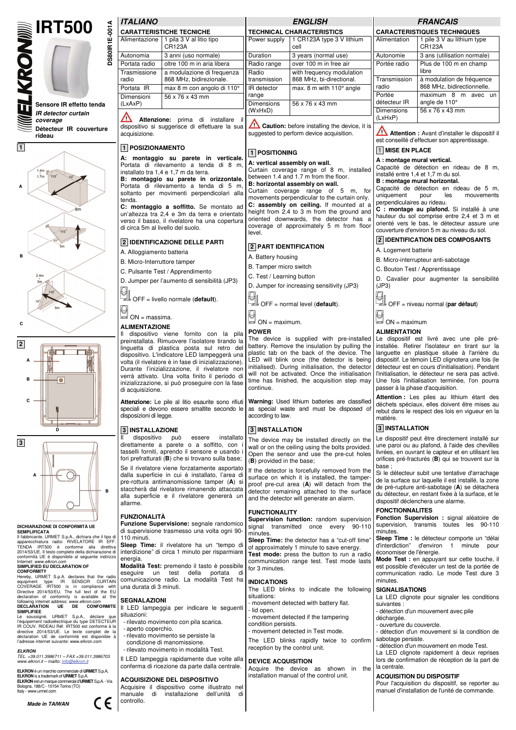# IRT500

DS80IR1E-001A

**Sensore IR effetto tenda**

***IR detector curtain coverage***

**Détecteur IR couverture rideau**

**DICHIARAZIONE DI CONFORMITÀ UE SEMPLIFICATA**

Il fabbricante, URMET S.p.A., dichiara che il tipo di apparecchiatura radio: RIVELATORE IR EFF. TENDA IRT500 è conforme alla direttiva 2014/53/UE. Il testo completo della dichiarazione di conformità UE è disponibile al seguente indirizzo Internet: *www.elkron.com*

**SIMPLIFIED EU DECLARATION OF CONFORMITY**

Hereby, URMET S.p.A., declares that the radio equipment type: IR SENSOR CURTAIN COVERAGE IRT500 is in compliance with Directive 2014/53/EU. The full text of the EU declaration of conformity is available at the following internet address: *www.elkron.com*

**DECLARATION UE DE CONFORMITE SIMPLIFIEE**

Le soussigné, URMET S.p.A., déclare que l'équipement radioélectrique du type DETECTEUR IR COUV. RIDEAU Réf. IRT500 est conforme à la directive 2014/53/UE. Le texte complet de la déclaration UE de conformité est disponible à l'adresse internet suivante: www.elkron.com

***ELKRON***

*TEL. +39.011.3986711 – FAX +39.011.3986703*
*www.elkron.it – mailto: info@elkron.it*

**ELKRON** è un marchio commerciale di **URMET** S.p.A.
**ELKRON** is a trademark of **URMET** S.p.A.
**ELKRON** est un marque commercial d'**URMET** S.p.A. - Via Bologna, 188/C - 10154 Torino (TO)
Italy - www.urmet.com

***Made in TAIWAN***

## *ITALIANO*

### CARATTERISTICHE TECNICHE

| | |
|---|---|
| Alimentazione | 1 pila 3 V al litio tipo CR123A |
| Autonomia | 3 anni (uso normale) |
| Portata radio | oltre 100 m in aria libera |
| Trasmissione radio | a modulazione di frequenza 868 MHz, bidirezionale. |
| Portata IR | max 8 m con angolo di 110° |
| Dimensioni (LxAxP) | 56 x 76 x 43 mm |

**Attenzione:** prima di installare il dispositivo si suggerisce di effettuare la sua acquisizione.

### 1 POSIZIONAMENTO

**A: montaggio su parete in verticale.** Portata di rilevamento a tenda di 8 m, installato tra 1,4 e 1,7 m da terra.
**B: montaggio su parete in orizzontale.** Portata di rilevamento a tenda di 5 m, soltanto per movimenti perpendicolari alla tenda.
**C: montaggio a soffitto.** Se montato ad un'altezza tra 2,4 e 3m da terra e orientato verso il basso, il rivelatore ha una copertura di circa 5m al livello del suolo.

### 2 IDENTIFICAZIONE DELLE PARTI

A. Alloggiamento batteria

B. Micro-Interruttore tamper

C. Pulsante Test / Apprendimento

D. Jumper per l'aumento di sensibilità (JP3)

OFF = livello normale (**default**).

ON = massima.

### ALIMENTAZIONE

Il dispositivo viene fornito con la pila preinstallata. Rimuovere l'isolatore tirando la linguetta di plastica posta sul retro del dispositivo. L'indicatore LED lampeggerà una volta (il rivelatore è in fase di inizializzazione). Durante l'inizializzazione, il rivelatore non verrà attivato. Una volta finito il periodo di inizializzazione, si può proseguire con la fase di acquisizione.

**Attenzione:** Le pile al litio esaurite sono rifiuti speciali e devono essere smaltite secondo le disposizioni di legge.

### 3 INSTALLAZIONE

Il dispositivo può essere installato direttamente a parete o a soffitto, con i tasselli forniti, aprendo il sensore e usando i fori prefratturati (**B**) che si trovano sulla base;

Se il rivelatore viene forzatamente asportato dalla superficie in cui è installato, l'area di pre-rottura antimanomissione tamper (**A**) si staccherà dal rivelatore rimanendo attaccata alla superficie e il rivelatore genererà un allarme.

### FUNZIONALITÀ

**Funzione Supervisione:** segnale randomico di supervisione trasmesso una volta ogni 90-110 minuti.
**Sleep Time:** il rivelatore ha un "tempo di interdizione" di circa 1 minuto per risparmiare energia.
**Modalità Test:** premendo il tasto è possibile eseguire un test della portata di comunicazione radio. La modalità Test ha una durata di 3 minuti.

### SEGNALAZIONI

Il LED lampeggia per indicare le seguenti situazioni:
- rilevato movimento con pila scarica.
- aperto coperchio.
- rilevato movimento se persiste la condizione di manomissione.
- rilevato movimento in modalità Test.

Il LED lampeggia rapidamente due volte alla conferma di ricezione da parte della centrale.

### ACQUISIZIONE DEL DISPOSITIVO

Acquisire il dispositivo come illustrato nel manuale di installazione dell'unità di controllo.

## *ENGLISH*

### TECHNICAL CHARACTERISTICS

| | |
|---|---|
| Power supply | 1 CR123A type 3 V lithium cell |
| Duration | 3 years (normal use) |
| Radio range | over 100 m in free air |
| Radio transmission | with frequency modulation 868 MHz, bi-directional. |
| IR detector range | max. 8 m with 110° angle |
| Dimensions (WxHxD) | 56 x 76 x 43 mm |

**Caution:** before installing the device, it is suggested to perform device acquisition.

### 1 POSITIONING

**A: vertical assembly on wall.**
Curtain coverage range of 8 m, installed between 1.4 and 1.7 m from the floor.
**B: horizontal assembly on wall.**
Curtain coverage range of 5 m, for movements perpendicular to the curtain only.
**C: assembly on ceiling.** If mounted at a height from 2.4 to 3 m from the ground and oriented downwards, the detector has a coverage of approximately 5 m from floor level.

### 2 PART IDENTIFICATION

A. Battery housing

B. Tamper micro switch

C. Test / Learning button

D. Jumper for increasing sensitivity (JP3)

OFF = normal level (**default**).

ON = maximum.

### POWER

The device is supplied with pre-installed battery. Remove the insulation by pulling the plastic tab on the back of the device. The LED will blink once (the detector is being initialised). During initialisation, the detector will not be activated. Once the initialisation time has finished, the acquisition step may continue.

**Warning:** Used lithium batteries are classified as special waste and must be disposed of according to law.

### 3 INSTALLATION

The device may be installed directly on the wall or on the ceiling using the bolts provided. Open the sensor and use the pre-cut holes (**B**) provided in the base;

If the detector is forcefully removed from the surface on which it is installed, the tamper-proof pre-cut area (**A**) will detach from the detector remaining attached to the surface and the detector will generate an alarm.

### FUNCTIONALITY

**Supervision function:** random supervision signal transmitted once every 90-110 minutes.
**Sleep Time:** the detector has a "cut-off time" of approximately 1 minute to save energy.
**Test mode:** press the button to run a radio communication range test. Test mode lasts for 3 minutes.

### INDICATIONS

The LED blinks to indicate the following situations:
- movement detected with battery flat.
- lid open.
- movement detected if the tampering condition persists.
- movement detected in Test mode.

The LED blinks rapidly twice to confirm reception by the control unit.

### DEVICE ACQUISITION

Acquire the device as shown in the installation manual of the control unit.

## *FRANCAIS*

### CARACTERISTIQUES TECHNIQUES

| | |
|---|---|
| Alimentation | 1 pile 3 V au lithium type CR123A |
| Autonomie | 3 ans (utilisation normale) |
| Portée radio | Plus de 100 m en champ libre |
| Transmission radio | à modulation de fréquence 868 MHz, bidirectionnelle. |
| Portée détecteur IR | maximum 8 m avec un angle de 110° |
| Dimensions (LxHxP) | 56 x 76 x 43 mm |

**Attention :** Avant d'installer le dispositif il est conseillé d'effectuer son apprentissage.

### 1 MISE EN PLACE

**A : montage mural vertical.**
Capacité de détection en rideau de 8 m, installé entre 1,4 et 1,7 m du sol.
**B : montage mural horizontal.**
Capacité de détection en rideau de 5 m, uniquement pour les mouvements perpendiculaires au rideau.
**C : montage au plafond.** Si installé à une hauteur du sol comprise entre 2,4 et 3 m et orienté vers le bas, le détecteur assure une couverture d'environ 5 m au niveau du sol.

### 2 IDENTIFICATION DES COMPOSANTS

A. Logement batterie

B. Micro-interrupteur anti-sabotage

C. Bouton Test / Apprentissage

D. Cavalier pour augmenter la sensibilité (JP3)

OFF = niveau normal (**par défaut**)

ON = maximum

### ALIMENTATION

Le dispositif est livré avec une pile pré-installée. Retirer l'isolateur en tirant sur la languette en plastique située à l'arrière du dispositif. Le témoin LED clignotera une fois (le détecteur est en cours d'initialisation). Pendant l'initialisation, le détecteur ne sera pas activé. Une fois l'initialisation terminée, l'on pourra passer à la phase d'acquisition.

**Attention :** Les piles au lithium étant des déchets spéciaux, elles doivent être mises au rebut dans le respect des lois en vigueur en la matière.

### 3 INSTALLATION

Le dispositif peut être directement installé sur une paroi ou au plafond, à l'aide des chevilles livrées, en ouvrant le capteur et en utilisant les orifices pré-fracturés (**B**) qui se trouvent sur la base ;
Si le détecteur subit une tentative d'arrachage de la surface sur laquelle il est installé, la zone de pré-rupture anti-sabotage (**A**) se détachera du détecteur, en restant fixée à la surface, et le dispositif déclenchera une alarme.

### FONCTIONNALITES

**Fonction Supervision :** signal aléatoire de supervision, transmis toutes les 90-110 minutes.
**Sleep Time :** le détecteur comporte un "délai d'interdiction" d'environ 1 minute pour économiser de l'énergie.
**Mode Test :** en appuyant sur cette touche, il est possible d'exécuter un test de la portée de communication radio. Le mode Test dure 3 minutes.

### SIGNALISATIONS

La LED clignote pour signaler les conditions suivantes :
- détection d'un mouvement avec pile déchargée.
- ouverture du couvercle.
- détection d'un mouvement si la condition de sabotage persiste.
- détection d'un mouvement en mode Test.

La LED clignote rapidement à deux reprises lors de confirmation de réception de la part de la centrale.

### ACQUISITION DU DISPOSITIF

Pour l'acquisition du dispositif, se reporter au manuel d'installation de l'unité de commande.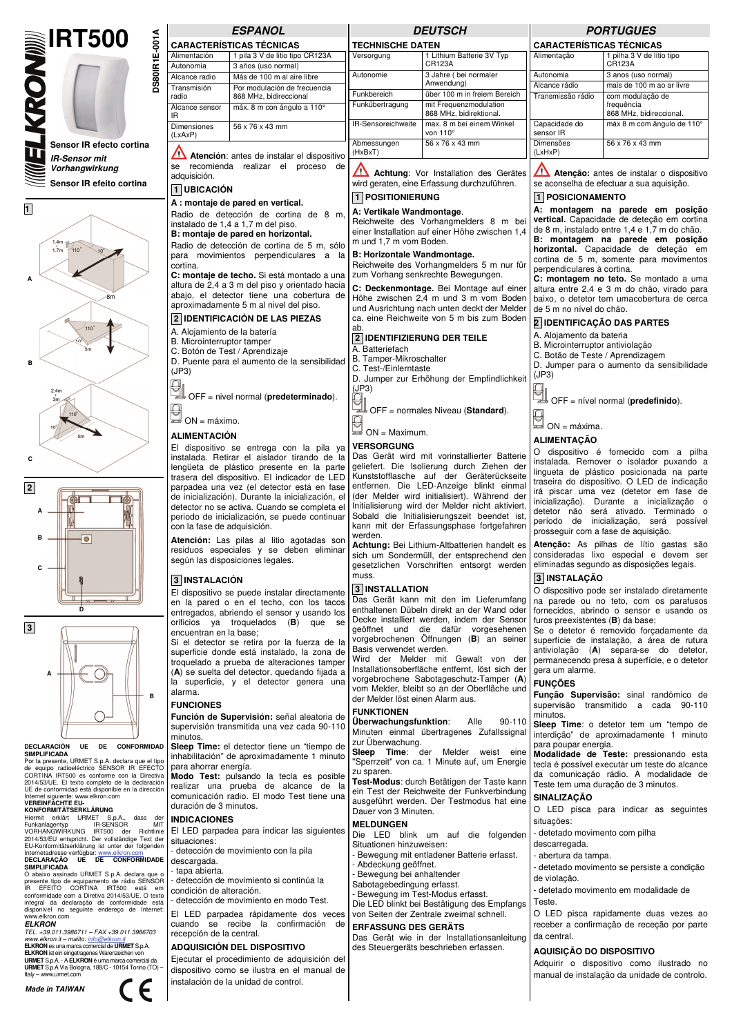# IRT500

DS80IR1E-001A

**Sensor IR efecto cortina**

***IR-Sensor mit Vorhangwirkung***

**Sensor IR efeito cortina**

1

A

1.4m
1.7m
110°
10°
8m

B

110°
10°
5m

C

2.4m
3m
110°
10°
5m

2

A
B
C
D

3

A
B

**DECLARACIÓN UE DE CONFORMIDAD SIMPLIFICADA**
Por la presente, URMET S.p.A. declara que el tipo de equipo radioeléctrico SENSOR IR EFECTO CORTINA IRT500 es conforme con la Directiva 2014/53/UE. El texto completo de la declaración UE de conformidad está disponible en la dirección Internet siguiente: www.elkron.com

**VEREINFACHTE EU-KONFORMITÄTSERKLÄRUNG**
Hiermit erklärt URMET S.p.A., dass der Funkanlagentyp IR-SENSOR MIT VORHANGWIRKUNG IRT500 der Richtlinie 2014/53/EU entspricht. Der vollständige Text der EU-Konformitätserklärung ist unter der folgenden Internetadresse verfügbar: www.elkron.com

**DECLARAÇÃO UE DE CONFORMIDADE SIMPLIFICADA**
O abaixo assinado URMET S.p.A. declara que o presente tipo de equipamento de rádio SENSOR IR EFEITO CORTINA IRT500 está em conformidade com a Diretiva 2014/53/UE. O texto integral da declaração de conformidade está disponível no seguinte endereço de Internet: www.elkron.com

***ELKRON***
*TEL. +39.011.3986711 – FAX +39.011.3986703*
*www.elkron.it – mailto: info@elkron.it*
**ELKRON** es una marca comercial de **URMET** S.p.A.
**ELKRON** ist ein eingetragenes Warenzeichen von **URMET** S.p.A. - A **ELKRON** é uma marca comercial da **URMET** S.p.A Via Bologna, 188/C - 10154 Torino (TO) – Italy – www.urmet.com

***Made in TAIWAN***

CE

## ESPANOL

### CARACTERÍSTICAS TÉCNICAS

| | |
|---|---|
| Alimentación | 1 pila 3 V de litio tipo CR123A |
| Autonomía | 3 años (uso normal) |
| Alcance radio | Más de 100 m al aire libre |
| Transmisión radio | Por modulación de frecuencia 868 MHz, bidireccional |
| Alcance sensor IR | máx. 8 m con ángulo a 110° |
| Dimensiones (LxAxP) | 56 x 76 x 43 mm |

⚠ **Atención**: antes de instalar el dispositivo se recomienda realizar el proceso de adquisición.

### 1 UBICACIÓN

**A : montaje de pared en vertical.**
Radio de detección de cortina de 8 m, instalado de 1,4 a 1,7 m del piso.
**B: montaje de pared en horizontal.**
Radio de detección de cortina de 5 m, sólo para movimientos perpendiculares a la cortina.
**C: montaje de techo.** Si está montado a una altura de 2,4 a 3 m del piso y orientado hacia abajo, el detector tiene una cobertura de aproximadamente 5 m al nivel del piso.

### 2 IDENTIFICACIÓN DE LAS PIEZAS

A. Alojamiento de la batería
B. Microinterruptor tamper
C. Botón de Test / Aprendizaje
D. Puente para el aumento de la sensibilidad (JP3)

OFF = nivel normal (**predeterminado**).

ON = máximo.

### ALIMENTACIÓN

El dispositivo se entrega con la pila ya instalada. Retirar el aislador tirando de la lengüeta de plástico presente en la parte trasera del dispositivo. El indicador de LED parpadea una vez (el detector está en fase de inicialización). Durante la inicialización, el detector no se activa. Cuando se completa el periodo de inicialización, se puede continuar con la fase de adquisición.

**Atención:** Las pilas al litio agotadas son residuos especiales y se deben eliminar según las disposiciones legales.

### 3 INSTALACIÓN

El dispositivo se puede instalar directamente en la pared o en el techo, con los tacos entregados, abriendo el sensor y usando los orificios ya troquelados (**B**) que se encuentran en la base;
Si el detector se retira por la fuerza de la superficie donde está instalado, la zona de troquelado a prueba de alteraciones tamper (**A**) se suelta del detector, quedando fijada a la superficie, y el detector genera una alarma.

### FUNCIONES

**Función de Supervisión:** señal aleatoria de supervisión transmitida una vez cada 90-110 minutos.
**Sleep Time:** el detector tiene un "tiempo de inhabilitación" de aproximadamente 1 minuto para ahorrar energía.
**Modo Test:** pulsando la tecla es posible realizar una prueba de alcance de la comunicación radio. El modo Test tiene una duración de 3 minutos.

### INDICACIONES

El LED parpadea para indicar las siguientes situaciones:
- detección de movimiento con la pila descargada.
- tapa abierta.
- detección de movimiento si continúa la condición de alteración.
- detección de movimiento en modo Test.

El LED parpadea rápidamente dos veces cuando se recibe la confirmación de recepción de la central.

### ADQUISICIÓN DEL DISPOSITIVO

Ejecutar el procedimiento de adquisición del dispositivo como se ilustra en el manual de instalación de la unidad de control.

## DEUTSCH

### TECHNISCHE DATEN

| | |
|---|---|
| Versorgung | 1 Lithium Batterie 3V Typ CR123A |
| Autonomie | 3 Jahre ( bei normaler Anwendung) |
| Funkbereich | über 100 m in freiem Bereich |
| Funkübertragung | mit Frequenzmodulation 868 MHz, bidirektional. |
| IR-Sensoreichweite | max. 8 m bei einem Winkel von 110° |
| Abmessungen (HxBxT) | 56 x 76 x 43 mm |

⚠ **Achtung**: Vor Installation des Gerätes wird geraten, eine Erfassung durchzuführen.

### 1 POSITIONIERUNG

**A: Vertikale Wandmontage**.
Reichweite des Vorhangmelders 8 m bei einer Installation auf einer Höhe zwischen 1,4 m und 1,7 m vom Boden.
**B: Horizontale Wandmontage.**
Reichweite des Vorhangmelders 5 m nur für zum Vorhang senkrechte Bewegungen.
**C: Deckenmontage.** Bei Montage auf einer Höhe zwischen 2,4 m und 3 m vom Boden und Ausrichtung nach unten deckt der Melder ca. eine Reichweite von 5 m bis zum Boden ab.

### 2 IDENTIFIZIERUNG DER TEILE

A. Batteriefach
B. Tamper-Mikroschalter
C. Test-/Einlerntaste
D. Jumper zur Erhöhung der Empfindlichkeit (JP3)

OFF = normales Niveau (**Standard**).

ON = Maximum.

### VERSORGUNG

Das Gerät wird mit vorinstallierter Batterie geliefert. Die Isolierung durch Ziehen der Kunststofflasche auf der Geräterückseite entfernen. Die LED-Anzeige blinkt einmal (der Melder wird initialisiert). Während der Initialisierung wird der Melder nicht aktiviert. Sobald die Initialisierungszeit beendet ist, kann mit der Erfassungsphase fortgefahren werden.
**Achtung:** Bei Lithium-Altbatterien handelt es sich um Sondermüll, der entsprechend den gesetzlichen Vorschriften entsorgt werden muss.

### 3 INSTALLATION

Das Gerät kann mit den im Lieferumfang enthaltenen Dübeln direkt an der Wand oder Decke installiert werden, indem der Sensor geöffnet und die dafür vorgesehenen vorgebrochenen Öffnungen (**B**) an seiner Basis verwendet werden.
Wird der Melder mit Gewalt von der Installationsoberfläche entfernt, löst sich der vorgebrochene Sabotageschutz-Tamper (**A**) vom Melder, bleibt so an der Oberfläche und der Melder löst einen Alarm aus.

### FUNKTIONEN

**Überwachungsfunktion**: Alle 90-110 Minuten einmal übertragenes Zufallssignal zur Überwachung.
**Sleep Time**: der Melder weist eine "Sperrzeit" von ca. 1 Minute auf, um Energie zu sparen.
**Test-Modus**: durch Betätigen der Taste kann ein Test der Reichweite der Funkverbindung ausgeführt werden. Der Testmodus hat eine Dauer von 3 Minuten.

### MELDUNGEN

Die LED blinkt um auf die folgenden Situationen hinzuweisen:
- Bewegung mit entladener Batterie erfasst.
- Abdeckung geöffnet.
- Bewegung bei anhaltender Sabotagebedingung erfasst.
- Bewegung im Test-Modus erfasst.

Die LED blinkt bei Bestätigung des Empfangs von Seiten der Zentrale zweimal schnell.

### ERFASSUNG DES GERÄTS

Das Gerät wie in der Installationsanleitung des Steuergeräts beschrieben erfassen.

## PORTUGUES

### CARACTERÍSTICAS TÉCNICAS

| | |
|---|---|
| Alimentação | 1 pilha 3 V de lítio tipo CR123A |
| Autonomia | 3 anos (uso normal) |
| Alcance rádio | mais de 100 m ao ar livre |
| Transmissão rádio | com modulação de frequência 868 MHz, bidireccional. |
| Capacidade do sensor IR | máx 8 m com ângulo de 110° |
| Dimensões (LxHxP) | 56 x 76 x 43 mm |

⚠ **Atenção:** antes de instalar o dispositivo se aconselha de efectuar a sua aquisição.

### 1 POSICIONAMENTO

**A: montagem na parede em posição vertical.** Capacidade de deteção em cortina de 8 m, instalado entre 1,4 e 1,7 m do chão.
**B: montagem na parede em posição horizontal.** Capacidade de deteção em cortina de 5 m, somente para movimentos perpendiculares à cortina.
**C: montagem no teto.** Se montado a uma altura entre 2,4 e 3 m do chão, virado para baixo, o detetor tem umacobertura de cerca de 5 m no nível do chão.

### 2 IDENTIFICAÇÃO DAS PARTES

A. Alojamento da bateria
B. Microinterruptor antiviolação
C. Botão de Teste / Aprendizagem
D. Jumper para o aumento da sensibilidade (JP3)

OFF = nível normal (**predefinido**).

ON = máxima.

### ALIMENTAÇÃO

O dispositivo é fornecido com a pilha instalada. Remover o isolador puxando a lingueta de plástico posicionada na parte traseira do dispositivo. O LED de indicação irá piscar uma vez (detetor em fase de inicialização). Durante a inicialização o detetor não será ativado. Terminado o período de inicialização, será possível prosseguir com a fase de aquisição.

**Atenção:** As pilhas de lítio gastas são consideradas lixo especial e devem ser eliminadas segundo as disposições legais.

### 3 INSTALAÇÃO

O dispositivo pode ser instalado diretamente na parede ou no teto, com os parafusos fornecidos, abrindo o sensor e usando os furos preexistentes (**B**) da base;
Se o detetor é removido forçadamente da superfície de instalação, a área de rutura antiviolação (**A**) separa-se do detetor, permanecendo presa à superfície, e o detetor gera um alarme.

### FUNÇÕES

**Função Supervisão:** sinal randómico de supervisão transmitido a cada 90-110 minutos.
**Sleep Time**: o detetor tem um "tempo de interdição" de aproximadamente 1 minuto para poupar energia.
**Modalidade de Teste:** pressionando esta tecla é possível executar um teste do alcance da comunicação rádio. A modalidade de Teste tem uma duração de 3 minutos.

### SINALIZAÇÃO

O LED pisca para indicar as seguintes situações:
- detetado movimento com pilha descarregada.
- abertura da tampa.
- detetado movimento se persiste a condição de violação.
- detetado movimento em modalidade de Teste.

O LED pisca rapidamente duas vezes ao receber a confirmação de receção por parte da central.

### AQUISIÇÃO DO DISPOSITIVO

Adquirir o dispositivo como ilustrado no manual de instalação da unidade de controlo.